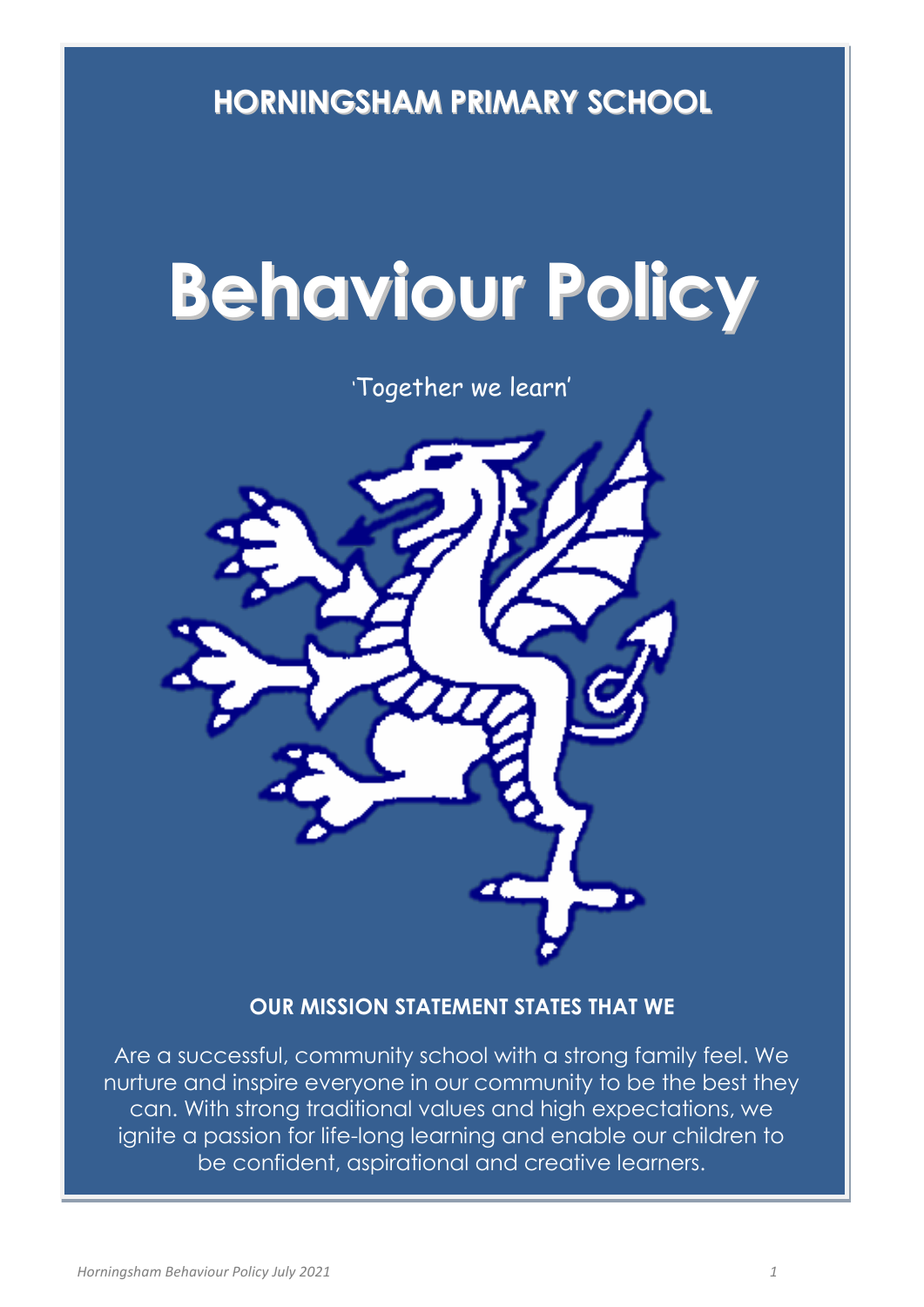**HORNINGSHAM PRIMARY SCHOOL**

# Behaviour Policy

'Together we learn'

**OUR MISSION STATEMENT STATES THAT WE**

Are a successful, community school with a strong family feel. We nurture and inspire everyone in our community to be the best they can. With strong traditional values and high expectations, we ignite a passion for life-long learning and enable our children to be confident, aspirational and creative learners.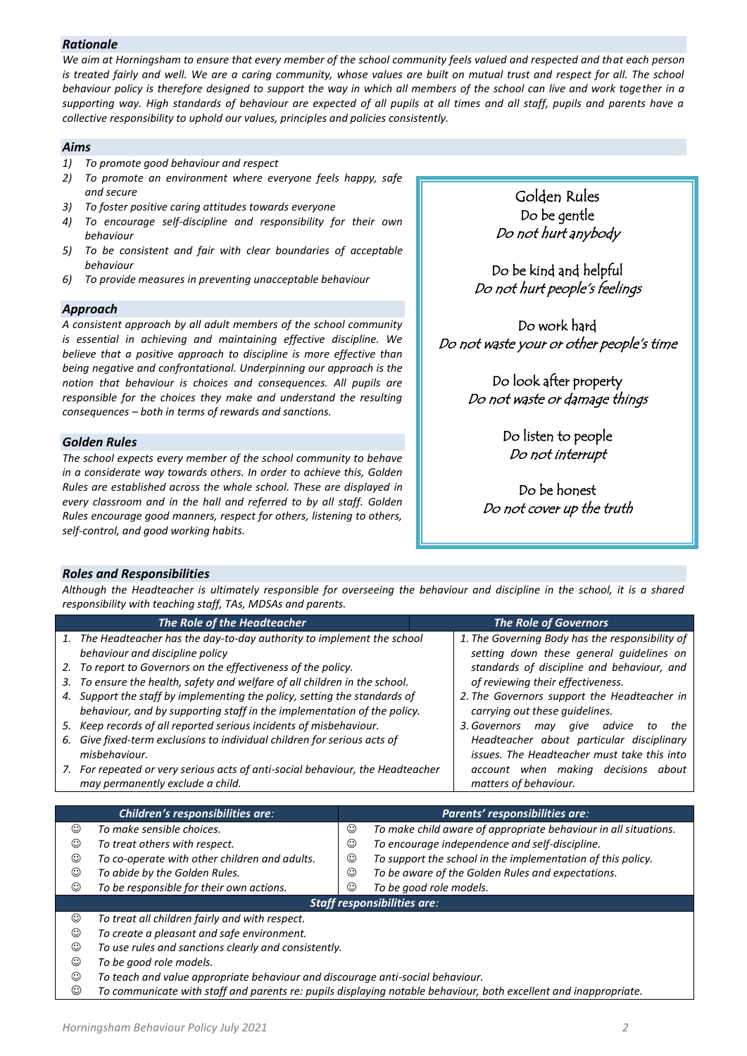## *Rationale*

*We aim at Horningsham to ensure that every member of the school community feels valued and respected and that each person is treated fairly and well. We are a caring community, whose values are built on mutual trust and respect for all. The school behaviour policy is therefore designed to support the way in which all members of the school can live and work together in a supporting way. High standards of behaviour are expected of all pupils at all times and all staff, pupils and parents have a collective responsibility to uphold our values, principles and policies consistently.*

## *Aims*

1) *To promote good behaviour and respect*
2) *To promote an environment where everyone feels happy, safe and secure*
3) *To foster positive caring attitudes towards everyone*
4) *To encourage self-discipline and responsibility for their own behaviour*
5) *To be consistent and fair with clear boundaries of acceptable behaviour*
6) *To provide measures in preventing unacceptable behaviour*

## *Approach*

*A consistent approach by all adult members of the school community is essential in achieving and maintaining effective discipline. We believe that a positive approach to discipline is more effective than being negative and confrontational. Underpinning our approach is the notion that behaviour is choices and consequences. All pupils are responsible for the choices they make and understand the resulting consequences – both in terms of rewards and sanctions.*

## *Golden Rules*

*The school expects every member of the school community to behave in a considerate way towards others. In order to achieve this, Golden Rules are established across the whole school. These are displayed in every classroom and in the hall and referred to by all staff. Golden Rules encourage good manners, respect for others, listening to others, self-control, and good working habits.*

> Golden Rules
>
> Do be gentle
> *Do not hurt anybody*
>
> Do be kind and helpful
> *Do not hurt people's feelings*
>
> Do work hard
> *Do not waste your or other people's time*
>
> Do look after property
> *Do not waste or damage things*
>
> Do listen to people
> *Do not interrupt*
>
> Do be honest
> *Do not cover up the truth*

## *Roles and Responsibilities*

*Although the Headteacher is ultimately responsible for overseeing the behaviour and discipline in the school, it is a shared responsibility with teaching staff, TAs, MDSAs and parents.*

| *The Role of the Headteacher* | *The Role of Governors* |
|---|---|
| 1. *The Headteacher has the day-to-day authority to implement the school behaviour and discipline policy*<br>2. *To report to Governors on the effectiveness of the policy.*<br>3. *To ensure the health, safety and welfare of all children in the school.*<br>4. *Support the staff by implementing the policy, setting the standards of behaviour, and by supporting staff in the implementation of the policy.*<br>5. *Keep records of all reported serious incidents of misbehaviour.*<br>6. *Give fixed-term exclusions to individual children for serious acts of misbehaviour.*<br>7. *For repeated or very serious acts of anti-social behaviour, the Headteacher may permanently exclude a child.* | 1. *The Governing Body has the responsibility of setting down these general guidelines on standards of discipline and behaviour, and of reviewing their effectiveness.*<br>2. *The Governors support the Headteacher in carrying out these guidelines.*<br>3. *Governors may give advice to the Headteacher about particular disciplinary issues. The Headteacher must take this into account when making decisions about matters of behaviour.* |

| *Children's responsibilities are:* | *Parents' responsibilities are:* |
|---|---|
| ☺ *To make sensible choices.* | ☺ *To make child aware of appropriate behaviour in all situations.* |
| ☺ *To treat others with respect.* | ☺ *To encourage independence and self-discipline.* |
| ☺ *To co-operate with other children and adults.* | ☺ *To support the school in the implementation of this policy.* |
| ☺ *To abide by the Golden Rules.* | ☺ *To be aware of the Golden Rules and expectations.* |
| ☺ *To be responsible for their own actions.* | ☺ *To be good role models.* |

**Staff responsibilities are:**

- ☺ *To treat all children fairly and with respect.*
- ☺ *To create a pleasant and safe environment.*
- ☺ *To use rules and sanctions clearly and consistently.*
- ☺ *To be good role models.*
- ☺ *To teach and value appropriate behaviour and discourage anti-social behaviour.*
- ☺ *To communicate with staff and parents re: pupils displaying notable behaviour, both excellent and inappropriate.*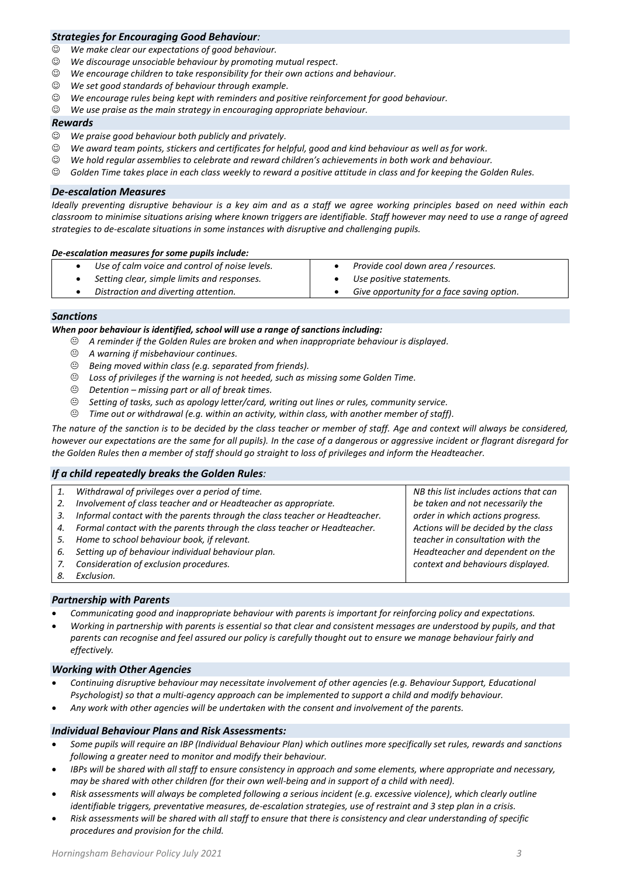### *Strategies for Encouraging Good Behaviour:*

- ☺ *We make clear our expectations of good behaviour.*
- ☺ *We discourage unsociable behaviour by promoting mutual respect.*
- ☺ *We encourage children to take responsibility for their own actions and behaviour.*
- ☺ *We set good standards of behaviour through example.*
- ☺ *We encourage rules being kept with reminders and positive reinforcement for good behaviour.*
- ☺ *We use praise as the main strategy in encouraging appropriate behaviour.*

### *Rewards*

- ☺ *We praise good behaviour both publicly and privately.*
- ☺ *We award team points, stickers and certificates for helpful, good and kind behaviour as well as for work.*
- ☺ *We hold regular assemblies to celebrate and reward children's achievements in both work and behaviour.*
- ☺ *Golden Time takes place in each class weekly to reward a positive attitude in class and for keeping the Golden Rules.*

### *De-escalation Measures*

*Ideally preventing disruptive behaviour is a key aim and as a staff we agree working principles based on need within each classroom to minimise situations arising where known triggers are identifiable. Staff however may need to use a range of agreed strategies to de-escalate situations in some instances with disruptive and challenging pupils.*

***De-escalation measures for some pupils include:***

| | |
|---|---|
| • *Use of calm voice and control of noise levels.* | • *Provide cool down area / resources.* |
| • *Setting clear, simple limits and responses.* | • *Use positive statements.* |
| • *Distraction and diverting attention.* | • *Give opportunity for a face saving option.* |

### *Sanctions*

***When poor behaviour is identified, school will use a range of sanctions including:***

- ☹ *A reminder if the Golden Rules are broken and when inappropriate behaviour is displayed.*
- ☹ *A warning if misbehaviour continues.*
- ☹ *Being moved within class (e.g. separated from friends).*
- ☹ *Loss of privileges if the warning is not heeded, such as missing some Golden Time.*
- ☹ *Detention – missing part or all of break times.*
- ☹ *Setting of tasks, such as apology letter/card, writing out lines or rules, community service.*
- ☹ *Time out or withdrawal (e.g. within an activity, within class, with another member of staff).*

*The nature of the sanction is to be decided by the class teacher or member of staff. Age and context will always be considered, however our expectations are the same for all pupils). In the case of a dangerous or aggressive incident or flagrant disregard for the Golden Rules then a member of staff should go straight to loss of privileges and inform the Headteacher.*

### *If a child repeatedly breaks the Golden Rules:*

| | |
|---|---|
| 1. *Withdrawal of privileges over a period of time.*<br>2. *Involvement of class teacher and or Headteacher as appropriate.*<br>3. *Informal contact with the parents through the class teacher or Headteacher.*<br>4. *Formal contact with the parents through the class teacher or Headteacher.*<br>5. *Home to school behaviour book, if relevant.*<br>6. *Setting up of behaviour individual behaviour plan.*<br>7. *Consideration of exclusion procedures.*<br>8. *Exclusion.* | *NB this list includes actions that can be taken and not necessarily the order in which actions progress. Actions will be decided by the class teacher in consultation with the Headteacher and dependent on the context and behaviours displayed.* |

### *Partnership with Parents*

- *Communicating good and inappropriate behaviour with parents is important for reinforcing policy and expectations.*
- *Working in partnership with parents is essential so that clear and consistent messages are understood by pupils, and that parents can recognise and feel assured our policy is carefully thought out to ensure we manage behaviour fairly and effectively.*

### *Working with Other Agencies*

- *Continuing disruptive behaviour may necessitate involvement of other agencies (e.g. Behaviour Support, Educational Psychologist) so that a multi-agency approach can be implemented to support a child and modify behaviour.*
- *Any work with other agencies will be undertaken with the consent and involvement of the parents.*

### *Individual Behaviour Plans and Risk Assessments:*

- *Some pupils will require an IBP (Individual Behaviour Plan) which outlines more specifically set rules, rewards and sanctions following a greater need to monitor and modify their behaviour.*
- *IBPs will be shared with all staff to ensure consistency in approach and some elements, where appropriate and necessary, may be shared with other children (for their own well-being and in support of a child with need).*
- *Risk assessments will always be completed following a serious incident (e.g. excessive violence), which clearly outline identifiable triggers, preventative measures, de-escalation strategies, use of restraint and 3 step plan in a crisis.*
- *Risk assessments will be shared with all staff to ensure that there is consistency and clear understanding of specific procedures and provision for the child.*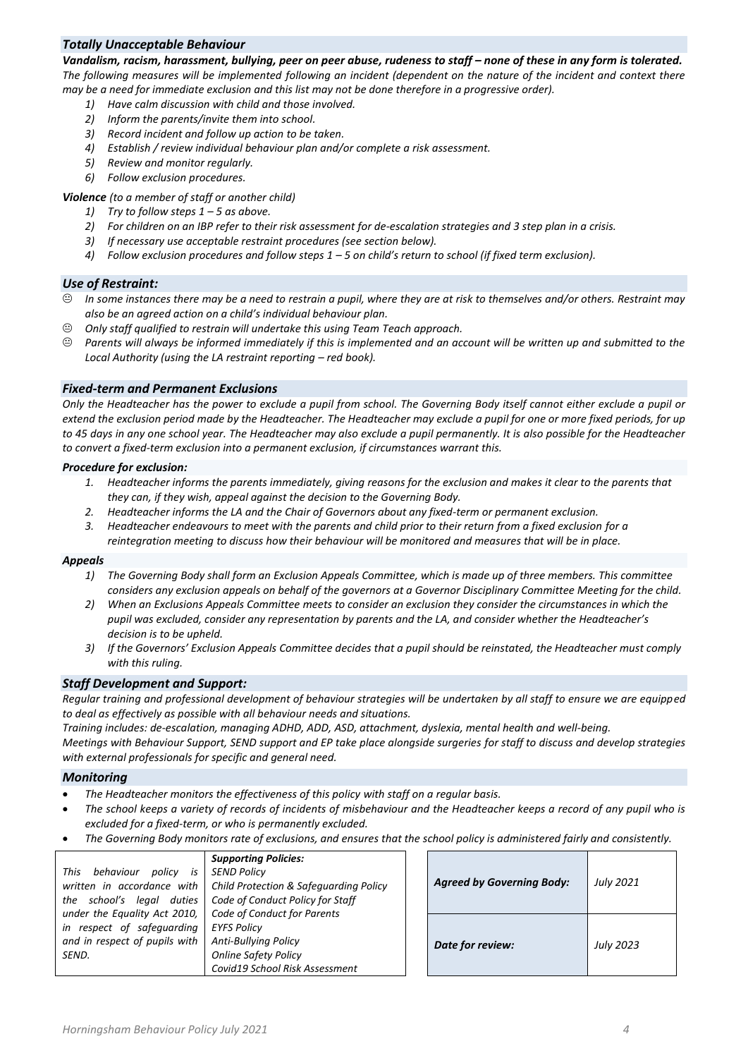## *Totally Unacceptable Behaviour*

***Vandalism, racism, harassment, bullying, peer on peer abuse, rudeness to staff – none of these in any form is tolerated.***

*The following measures will be implemented following an incident (dependent on the nature of the incident and context there may be a need for immediate exclusion and this list may not be done therefore in a progressive order).*

1) *Have calm discussion with child and those involved.*
2) *Inform the parents/invite them into school.*
3) *Record incident and follow up action to be taken.*
4) *Establish / review individual behaviour plan and/or complete a risk assessment.*
5) *Review and monitor regularly.*
6) *Follow exclusion procedures.*

***Violence*** *(to a member of staff or another child)*

1) *Try to follow steps 1 – 5 as above.*
2) *For children on an IBP refer to their risk assessment for de-escalation strategies and 3 step plan in a crisis.*
3) *If necessary use acceptable restraint procedures (see section below).*
4) *Follow exclusion procedures and follow steps 1 – 5 on child's return to school (if fixed term exclusion).*

## *Use of Restraint:*

- ☹ *In some instances there may be a need to restrain a pupil, where they are at risk to themselves and/or others. Restraint may also be an agreed action on a child's individual behaviour plan.*
- ☹ *Only staff qualified to restrain will undertake this using Team Teach approach.*
- ☹ *Parents will always be informed immediately if this is implemented and an account will be written up and submitted to the Local Authority (using the LA restraint reporting – red book).*

## *Fixed-term and Permanent Exclusions*

*Only the Headteacher has the power to exclude a pupil from school. The Governing Body itself cannot either exclude a pupil or extend the exclusion period made by the Headteacher. The Headteacher may exclude a pupil for one or more fixed periods, for up to 45 days in any one school year. The Headteacher may also exclude a pupil permanently. It is also possible for the Headteacher to convert a fixed-term exclusion into a permanent exclusion, if circumstances warrant this.*

### *Procedure for exclusion:*

1. *Headteacher informs the parents immediately, giving reasons for the exclusion and makes it clear to the parents that they can, if they wish, appeal against the decision to the Governing Body.*
2. *Headteacher informs the LA and the Chair of Governors about any fixed-term or permanent exclusion.*
3. *Headteacher endeavours to meet with the parents and child prior to their return from a fixed exclusion for a reintegration meeting to discuss how their behaviour will be monitored and measures that will be in place.*

### *Appeals*

1) *The Governing Body shall form an Exclusion Appeals Committee, which is made up of three members. This committee considers any exclusion appeals on behalf of the governors at a Governor Disciplinary Committee Meeting for the child.*
2) *When an Exclusions Appeals Committee meets to consider an exclusion they consider the circumstances in which the pupil was excluded, consider any representation by parents and the LA, and consider whether the Headteacher's decision is to be upheld.*
3) *If the Governors' Exclusion Appeals Committee decides that a pupil should be reinstated, the Headteacher must comply with this ruling.*

## *Staff Development and Support:*

*Regular training and professional development of behaviour strategies will be undertaken by all staff to ensure we are equipped to deal as effectively as possible with all behaviour needs and situations.*

*Training includes: de-escalation, managing ADHD, ADD, ASD, attachment, dyslexia, mental health and well-being.*

*Meetings with Behaviour Support, SEND support and EP take place alongside surgeries for staff to discuss and develop strategies with external professionals for specific and general need.*

## *Monitoring*

- *The Headteacher monitors the effectiveness of this policy with staff on a regular basis.*
- *The school keeps a variety of records of incidents of misbehaviour and the Headteacher keeps a record of any pupil who is excluded for a fixed-term, or who is permanently excluded.*
- *The Governing Body monitors rate of exclusions, and ensures that the school policy is administered fairly and consistently.*

| | |
|---|---|
| *This behaviour policy is written in accordance with the school's legal duties under the Equality Act 2010, in respect of safeguarding and in respect of pupils with SEND.* | ***Supporting Policies:***<br>*SEND Policy*<br>*Child Protection & Safeguarding Policy*<br>*Code of Conduct Policy for Staff*<br>*Code of Conduct for Parents*<br>*EYFS Policy*<br>*Anti-Bullying Policy*<br>*Online Safety Policy*<br>*Covid19 School Risk Assessment* |

| | |
|---|---|
| ***Agreed by Governing Body:*** | *July 2021* |
| ***Date for review:*** | *July 2023* |